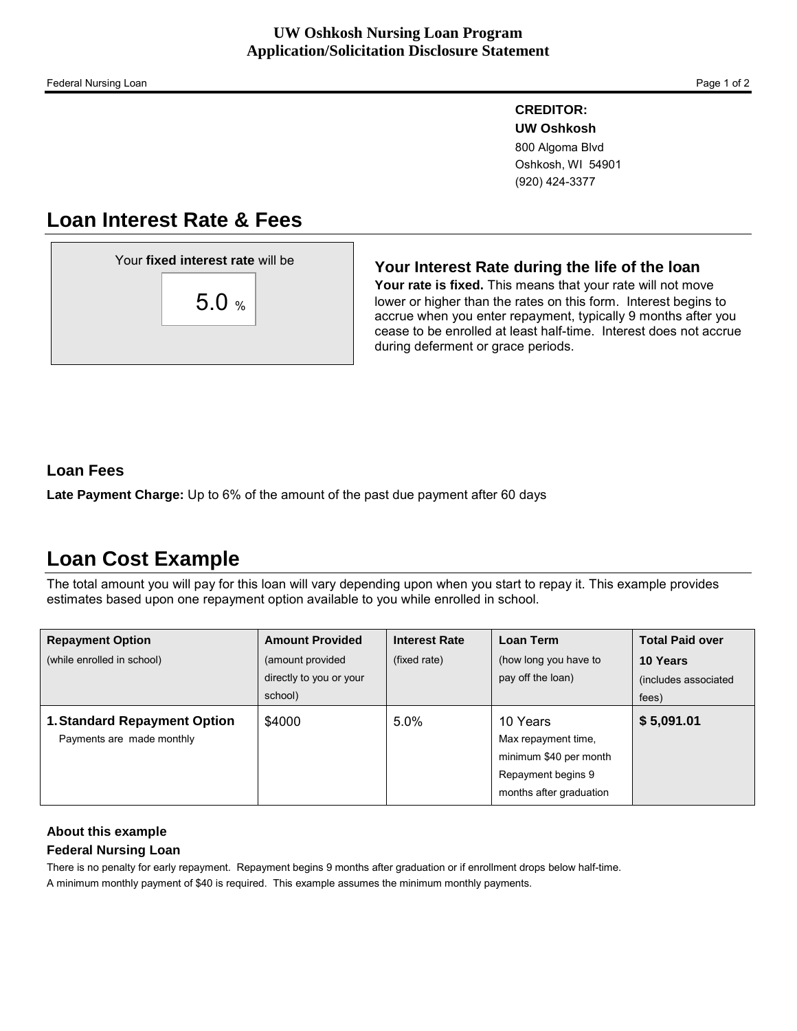# UW Oshkosh Nursing Loan Program
# Application/Solicitation Disclosure Statement

Federal Nursing Loan

**CREDITOR:**
**UW Oshkosh**
800 Algoma Blvd
Oshkosh, WI 54901
(920) 424-3377

## Loan Interest Rate & Fees

Your **fixed interest rate** will be

5.0 %

### Your Interest Rate during the life of the loan

**Your rate is fixed.** This means that your rate will not move lower or higher than the rates on this form. Interest begins to accrue when you enter repayment, typically 9 months after you cease to be enrolled at least half-time. Interest does not accrue during deferment or grace periods.

### Loan Fees

**Late Payment Charge:** Up to 6% of the amount of the past due payment after 60 days

## Loan Cost Example

The total amount you will pay for this loan will vary depending upon when you start to repay it. This example provides estimates based upon one repayment option available to you while enrolled in school.

| **Repayment Option** (while enrolled in school) | **Amount Provided** (amount provided directly to you or your school) | **Interest Rate** (fixed rate) | **Loan Term** (how long you have to pay off the loan) | **Total Paid over 10 Years** (includes associated fees) |
|---|---|---|---|---|
| **1. Standard Repayment Option** Payments are made monthly | $4000 | 5.0% | 10 Years Max repayment time, minimum $40 per month Repayment begins 9 months after graduation | **$ 5,091.01** |

### About this example
### Federal Nursing Loan

There is no penalty for early repayment. Repayment begins 9 months after graduation or if enrollment drops below half-time.
A minimum monthly payment of $40 is required. This example assumes the minimum monthly payments.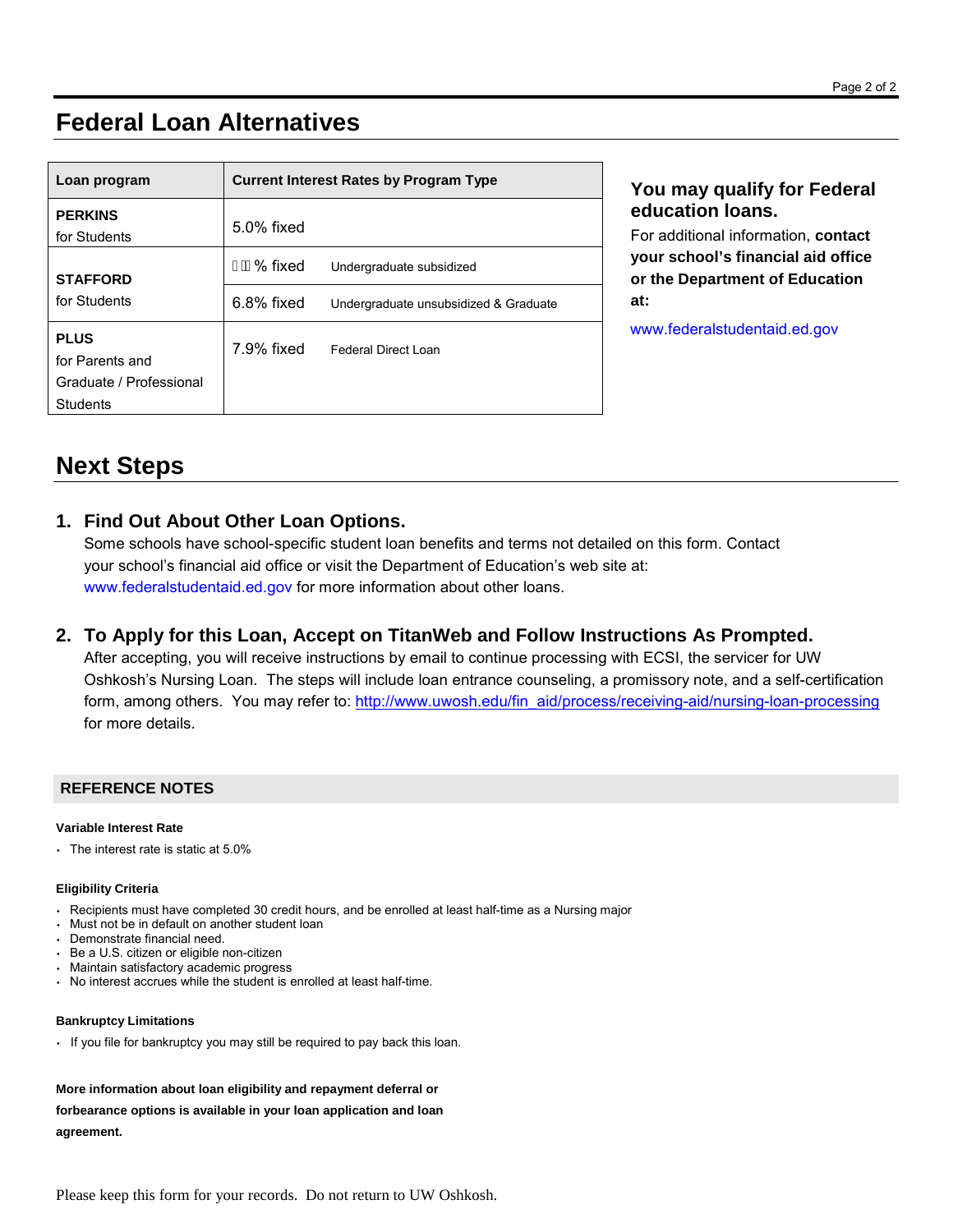# Federal Loan Alternatives

| Loan program | Current Interest Rates by Program Type | |
|---|---|---|
| **PERKINS** for Students | 5.0% fixed | |
| **STAFFORD** for Students | % fixed | Undergraduate subsidized |
| | 6.8% fixed | Undergraduate unsubsidized & Graduate |
| **PLUS** for Parents and Graduate / Professional Students | 7.9% fixed | Federal Direct Loan |

### You may qualify for Federal education loans.

For additional information, **contact your school's financial aid office or the Department of Education at:**

www.federalstudentaid.ed.gov

# Next Steps

### 1. Find Out About Other Loan Options.

Some schools have school-specific student loan benefits and terms not detailed on this form. Contact your school's financial aid office or visit the Department of Education's web site at: www.federalstudentaid.ed.gov for more information about other loans.

### 2. To Apply for this Loan, Accept on TitanWeb and Follow Instructions As Prompted.

After accepting, you will receive instructions by email to continue processing with ECSI, the servicer for UW Oshkosh's Nursing Loan. The steps will include loan entrance counseling, a promissory note, and a self-certification form, among others. You may refer to: http://www.uwosh.edu/fin_aid/process/receiving-aid/nursing-loan-processing for more details.

## REFERENCE NOTES

**Variable Interest Rate**

- The interest rate is static at 5.0%

**Eligibility Criteria**

- Recipients must have completed 30 credit hours, and be enrolled at least half-time as a Nursing major
- Must not be in default on another student loan
- Demonstrate financial need.
- Be a U.S. citizen or eligible non-citizen
- Maintain satisfactory academic progress
- No interest accrues while the student is enrolled at least half-time.

**Bankruptcy Limitations**

- If you file for bankruptcy you may still be required to pay back this loan.

**More information about loan eligibility and repayment deferral or forbearance options is available in your loan application and loan agreement.**

Please keep this form for your records. Do not return to UW Oshkosh.